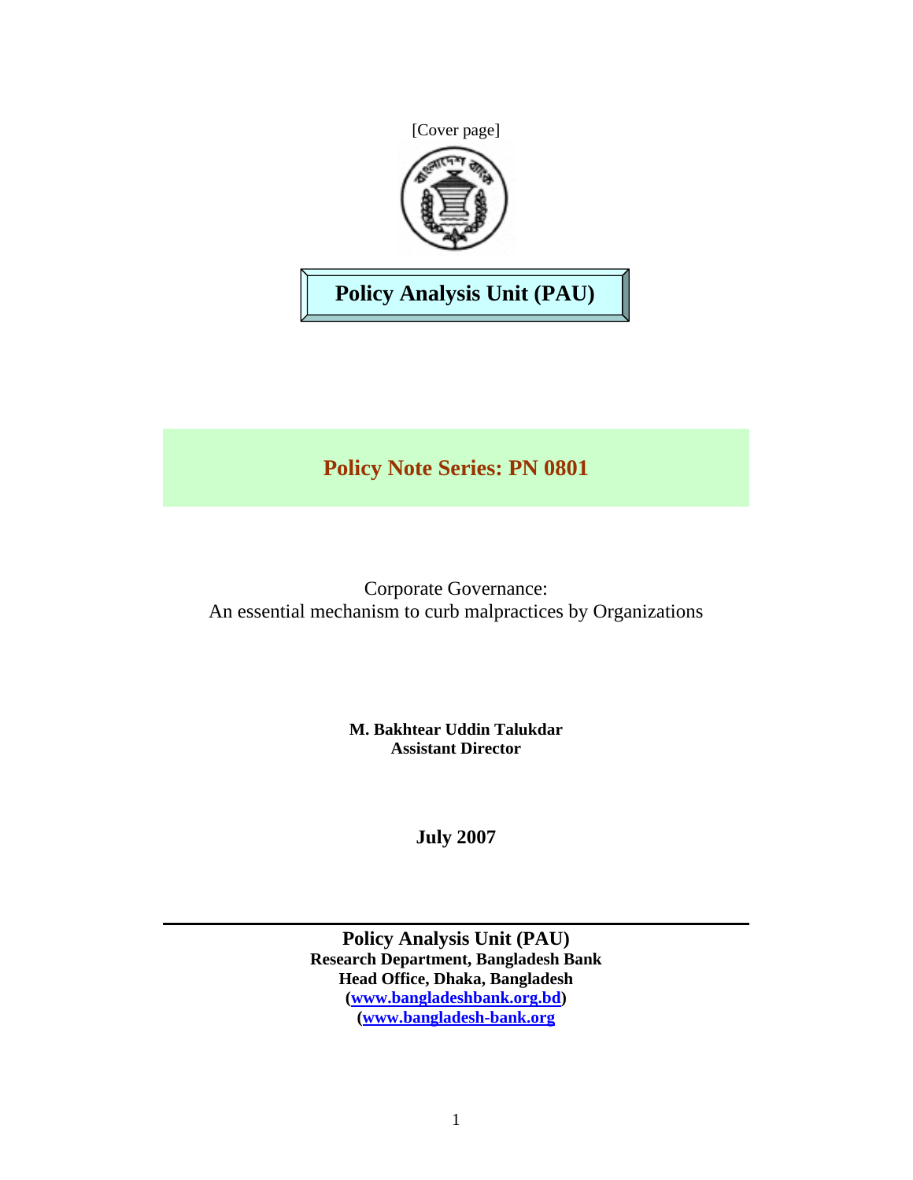[Cover page]

**Policy Analysis Unit (PAU)**

## Policy Note Series: PN 0801

# Corporate Governance: An essential mechanism to curb malpractices by Organizations

**M. Bakhtear Uddin Talukdar**
**Assistant Director**

**July 2007**

---

**Policy Analysis Unit (PAU)**
**Research Department, Bangladesh Bank**
**Head Office, Dhaka, Bangladesh**
**(www.bangladeshbank.org.bd)**
**(www.bangladesh-bank.org**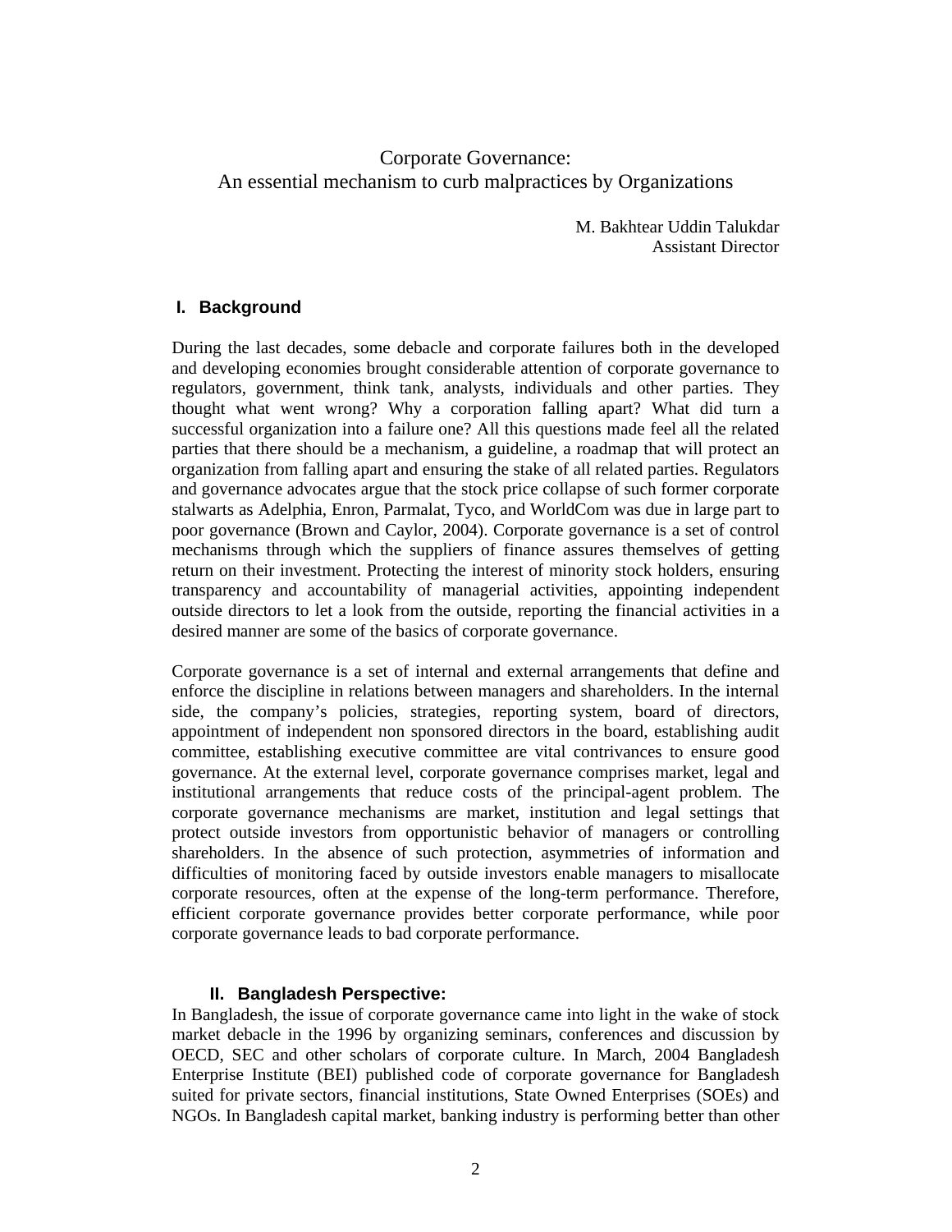# Corporate Governance:
# An essential mechanism to curb malpractices by Organizations

M. Bakhtear Uddin Talukdar
Assistant Director

## I. Background

During the last decades, some debacle and corporate failures both in the developed and developing economies brought considerable attention of corporate governance to regulators, government, think tank, analysts, individuals and other parties. They thought what went wrong? Why a corporation falling apart? What did turn a successful organization into a failure one? All this questions made feel all the related parties that there should be a mechanism, a guideline, a roadmap that will protect an organization from falling apart and ensuring the stake of all related parties. Regulators and governance advocates argue that the stock price collapse of such former corporate stalwarts as Adelphia, Enron, Parmalat, Tyco, and WorldCom was due in large part to poor governance (Brown and Caylor, 2004). Corporate governance is a set of control mechanisms through which the suppliers of finance assures themselves of getting return on their investment. Protecting the interest of minority stock holders, ensuring transparency and accountability of managerial activities, appointing independent outside directors to let a look from the outside, reporting the financial activities in a desired manner are some of the basics of corporate governance.

Corporate governance is a set of internal and external arrangements that define and enforce the discipline in relations between managers and shareholders. In the internal side, the company's policies, strategies, reporting system, board of directors, appointment of independent non sponsored directors in the board, establishing audit committee, establishing executive committee are vital contrivances to ensure good governance. At the external level, corporate governance comprises market, legal and institutional arrangements that reduce costs of the principal-agent problem. The corporate governance mechanisms are market, institution and legal settings that protect outside investors from opportunistic behavior of managers or controlling shareholders. In the absence of such protection, asymmetries of information and difficulties of monitoring faced by outside investors enable managers to misallocate corporate resources, often at the expense of the long-term performance. Therefore, efficient corporate governance provides better corporate performance, while poor corporate governance leads to bad corporate performance.

## II. Bangladesh Perspective:

In Bangladesh, the issue of corporate governance came into light in the wake of stock market debacle in the 1996 by organizing seminars, conferences and discussion by OECD, SEC and other scholars of corporate culture. In March, 2004 Bangladesh Enterprise Institute (BEI) published code of corporate governance for Bangladesh suited for private sectors, financial institutions, State Owned Enterprises (SOEs) and NGOs. In Bangladesh capital market, banking industry is performing better than other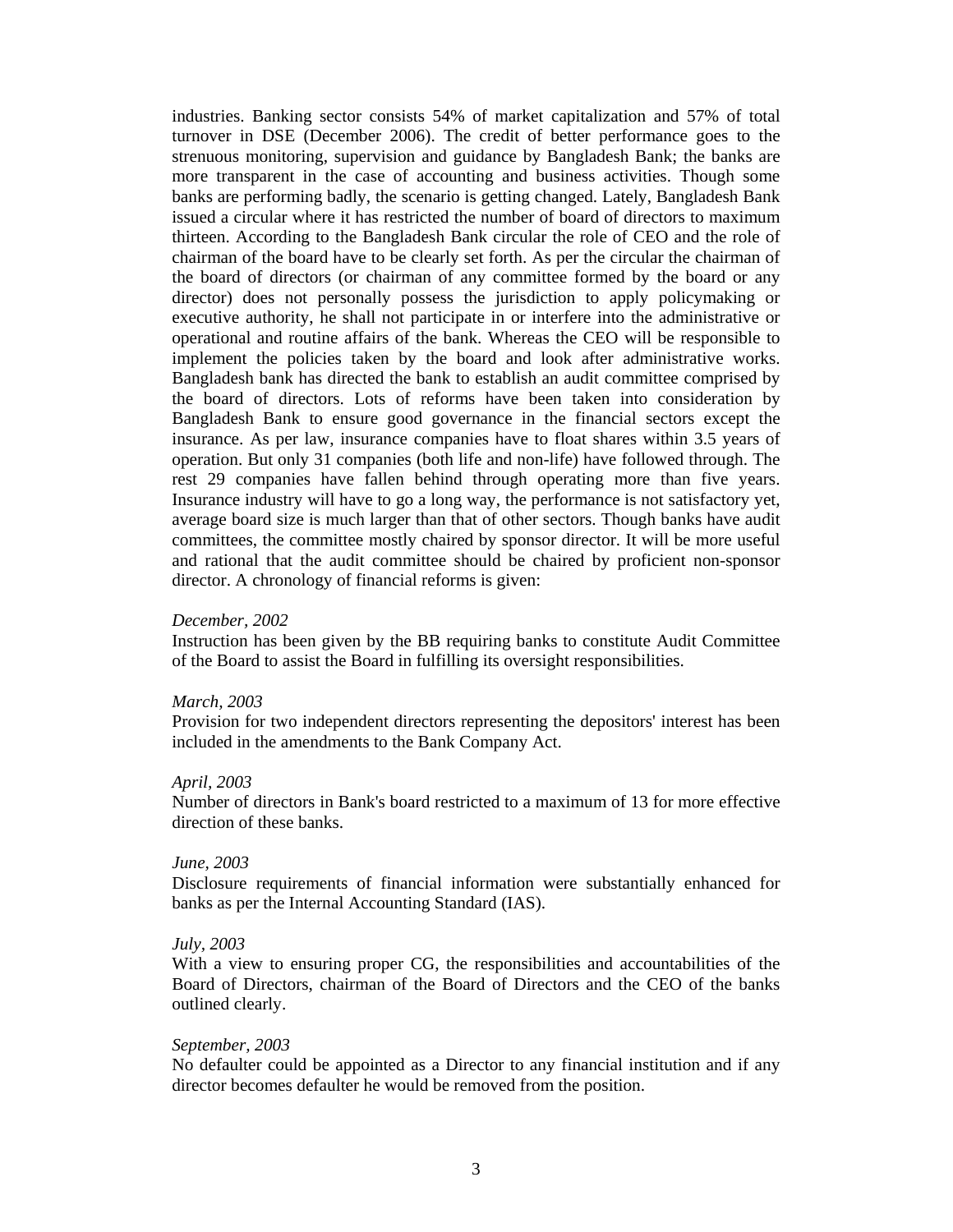industries. Banking sector consists 54% of market capitalization and 57% of total turnover in DSE (December 2006). The credit of better performance goes to the strenuous monitoring, supervision and guidance by Bangladesh Bank; the banks are more transparent in the case of accounting and business activities. Though some banks are performing badly, the scenario is getting changed. Lately, Bangladesh Bank issued a circular where it has restricted the number of board of directors to maximum thirteen. According to the Bangladesh Bank circular the role of CEO and the role of chairman of the board have to be clearly set forth. As per the circular the chairman of the board of directors (or chairman of any committee formed by the board or any director) does not personally possess the jurisdiction to apply policymaking or executive authority, he shall not participate in or interfere into the administrative or operational and routine affairs of the bank. Whereas the CEO will be responsible to implement the policies taken by the board and look after administrative works. Bangladesh bank has directed the bank to establish an audit committee comprised by the board of directors. Lots of reforms have been taken into consideration by Bangladesh Bank to ensure good governance in the financial sectors except the insurance. As per law, insurance companies have to float shares within 3.5 years of operation. But only 31 companies (both life and non-life) have followed through. The rest 29 companies have fallen behind through operating more than five years. Insurance industry will have to go a long way, the performance is not satisfactory yet, average board size is much larger than that of other sectors. Though banks have audit committees, the committee mostly chaired by sponsor director. It will be more useful and rational that the audit committee should be chaired by proficient non-sponsor director. A chronology of financial reforms is given:

*December, 2002*
Instruction has been given by the BB requiring banks to constitute Audit Committee of the Board to assist the Board in fulfilling its oversight responsibilities.

*March, 2003*
Provision for two independent directors representing the depositors' interest has been included in the amendments to the Bank Company Act.

*April, 2003*
Number of directors in Bank's board restricted to a maximum of 13 for more effective direction of these banks.

*June, 2003*
Disclosure requirements of financial information were substantially enhanced for banks as per the Internal Accounting Standard (IAS).

*July, 2003*
With a view to ensuring proper CG, the responsibilities and accountabilities of the Board of Directors, chairman of the Board of Directors and the CEO of the banks outlined clearly.

*September, 2003*
No defaulter could be appointed as a Director to any financial institution and if any director becomes defaulter he would be removed from the position.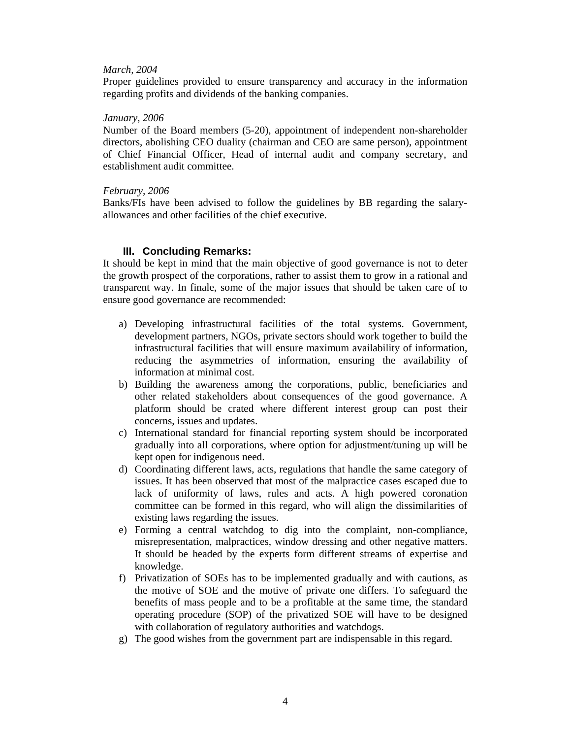*March, 2004*

Proper guidelines provided to ensure transparency and accuracy in the information regarding profits and dividends of the banking companies.

*January, 2006*

Number of the Board members (5-20), appointment of independent non-shareholder directors, abolishing CEO duality (chairman and CEO are same person), appointment of Chief Financial Officer, Head of internal audit and company secretary, and establishment audit committee.

*February, 2006*

Banks/FIs have been advised to follow the guidelines by BB regarding the salary-allowances and other facilities of the chief executive.

### III. Concluding Remarks:

It should be kept in mind that the main objective of good governance is not to deter the growth prospect of the corporations, rather to assist them to grow in a rational and transparent way. In finale, some of the major issues that should be taken care of to ensure good governance are recommended:

a) Developing infrastructural facilities of the total systems. Government, development partners, NGOs, private sectors should work together to build the infrastructural facilities that will ensure maximum availability of information, reducing the asymmetries of information, ensuring the availability of information at minimal cost.
b) Building the awareness among the corporations, public, beneficiaries and other related stakeholders about consequences of the good governance. A platform should be crated where different interest group can post their concerns, issues and updates.
c) International standard for financial reporting system should be incorporated gradually into all corporations, where option for adjustment/tuning up will be kept open for indigenous need.
d) Coordinating different laws, acts, regulations that handle the same category of issues. It has been observed that most of the malpractice cases escaped due to lack of uniformity of laws, rules and acts. A high powered coronation committee can be formed in this regard, who will align the dissimilarities of existing laws regarding the issues.
e) Forming a central watchdog to dig into the complaint, non-compliance, misrepresentation, malpractices, window dressing and other negative matters. It should be headed by the experts form different streams of expertise and knowledge.
f) Privatization of SOEs has to be implemented gradually and with cautions, as the motive of SOE and the motive of private one differs. To safeguard the benefits of mass people and to be a profitable at the same time, the standard operating procedure (SOP) of the privatized SOE will have to be designed with collaboration of regulatory authorities and watchdogs.
g) The good wishes from the government part are indispensable in this regard.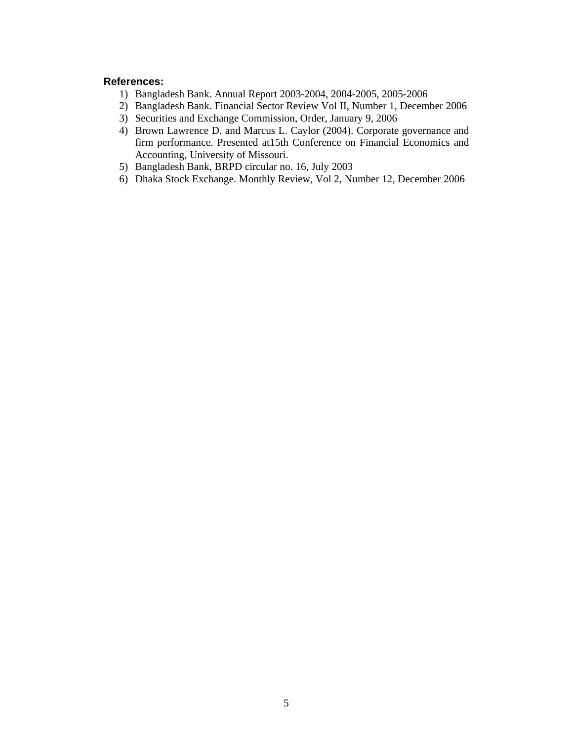**References:**

1) Bangladesh Bank. Annual Report 2003-2004, 2004-2005, 2005-2006
2) Bangladesh Bank. Financial Sector Review Vol II, Number 1, December 2006
3) Securities and Exchange Commission, Order, January 9, 2006
4) Brown Lawrence D. and Marcus L. Caylor (2004). Corporate governance and firm performance. Presented at15th Conference on Financial Economics and Accounting, University of Missouri.
5) Bangladesh Bank, BRPD circular no. 16, July 2003
6) Dhaka Stock Exchange. Monthly Review, Vol 2, Number 12, December 2006